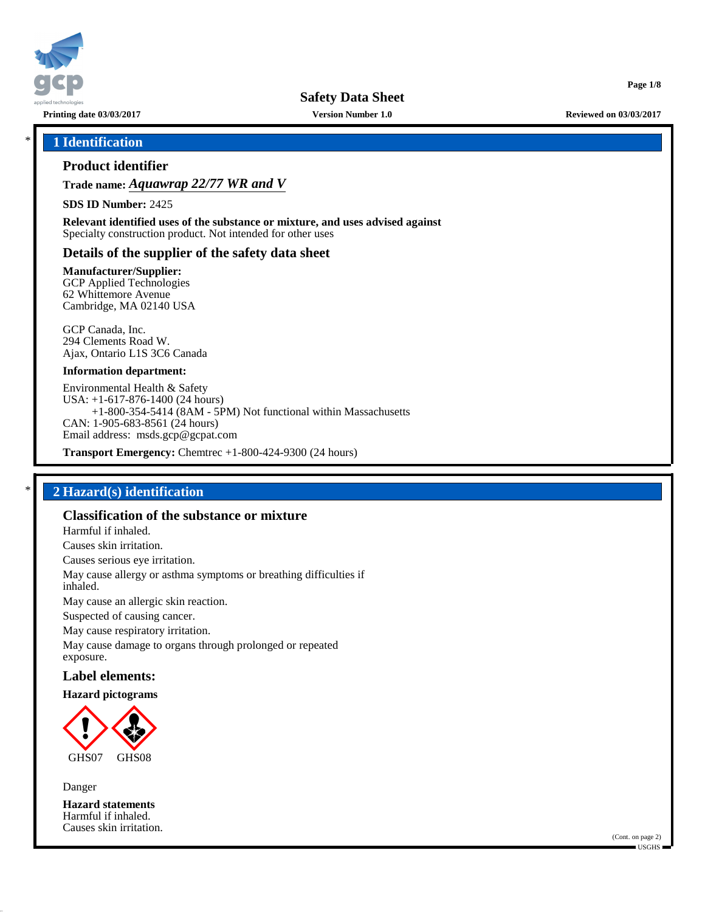# Safety Data Sheet

**Printing date 03/03/2017** **Version Number 1.0** **Reviewed on 03/03/2017**

## 1 Identification

### Product identifier

**Trade name:** ***Aquawrap 22/77 WR and V***

**SDS ID Number:** 2425

**Relevant identified uses of the substance or mixture, and uses advised against**
Specialty construction product. Not intended for other uses

### Details of the supplier of the safety data sheet

**Manufacturer/Supplier:**
GCP Applied Technologies
62 Whittemore Avenue
Cambridge, MA 02140 USA

GCP Canada, Inc.
294 Clements Road W.
Ajax, Ontario L1S 3C6 Canada

**Information department:**

Environmental Health & Safety
USA: +1-617-876-1400 (24 hours)
+1-800-354-5414 (8AM - 5PM) Not functional within Massachusetts
CAN: 1-905-683-8561 (24 hours)
Email address: msds.gcp@gcpat.com

**Transport Emergency:** Chemtrec +1-800-424-9300 (24 hours)

## 2 Hazard(s) identification

### Classification of the substance or mixture

Harmful if inhaled.
Causes skin irritation.
Causes serious eye irritation.
May cause allergy or asthma symptoms or breathing difficulties if inhaled.
May cause an allergic skin reaction.
Suspected of causing cancer.
May cause respiratory irritation.
May cause damage to organs through prolonged or repeated exposure.

### Label elements:

**Hazard pictograms**

GHS07 GHS08

Danger

**Hazard statements**
Harmful if inhaled.
Causes skin irritation.

(Cont. on page 2)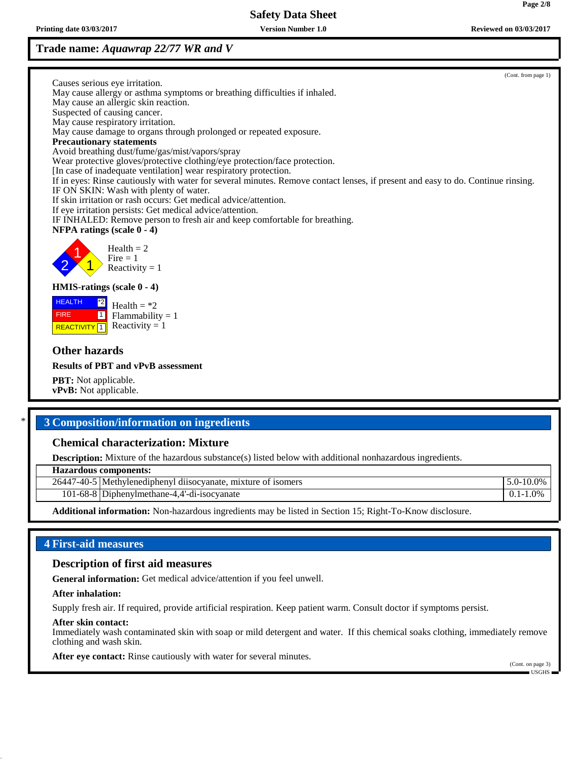**Trade name:** *Aquawrap 22/77 WR and V*

(Cont. from page 1)

Causes serious eye irritation.
May cause allergy or asthma symptoms or breathing difficulties if inhaled.
May cause an allergic skin reaction.
Suspected of causing cancer.
May cause respiratory irritation.
May cause damage to organs through prolonged or repeated exposure.

**Precautionary statements**

Avoid breathing dust/fume/gas/mist/vapors/spray
Wear protective gloves/protective clothing/eye protection/face protection.
[In case of inadequate ventilation] wear respiratory protection.
If in eyes: Rinse cautiously with water for several minutes. Remove contact lenses, if present and easy to do. Continue rinsing.
IF ON SKIN: Wash with plenty of water.
If skin irritation or rash occurs: Get medical advice/attention.
If eye irritation persists: Get medical advice/attention.
IF INHALED: Remove person to fresh air and keep comfortable for breathing.

**NFPA ratings (scale 0 - 4)**

Health = 2
Fire = 1
Reactivity = 1

**HMIS-ratings (scale 0 - 4)**

| | |
|---|---|
| HEALTH | *2 |
| FIRE | 1 |
| REACTIVITY | 1 |

Health = *2
Flammability = 1
Reactivity = 1

### Other hazards

**Results of PBT and vPvB assessment**

**PBT:** Not applicable.
**vPvB:** Not applicable.

## * 3 Composition/information on ingredients

### Chemical characterization: Mixture

**Description:** Mixture of the hazardous substance(s) listed below with additional nonhazardous ingredients.

| **Hazardous components:** | | |
|---|---|---|
| 26447-40-5 | Methylenediphenyl diisocyanate, mixture of isomers | 5.0-10.0% |
| 101-68-8 | Diphenylmethane-4,4'-di-isocyanate | 0.1-1.0% |

**Additional information:** Non-hazardous ingredients may be listed in Section 15; Right-To-Know disclosure.

## 4 First-aid measures

### Description of first aid measures

**General information:** Get medical advice/attention if you feel unwell.

**After inhalation:**

Supply fresh air. If required, provide artificial respiration. Keep patient warm. Consult doctor if symptoms persist.

**After skin contact:**
Immediately wash contaminated skin with soap or mild detergent and water. If this chemical soaks clothing, immediately remove clothing and wash skin.

**After eye contact:** Rinse cautiously with water for several minutes.

(Cont. on page 3)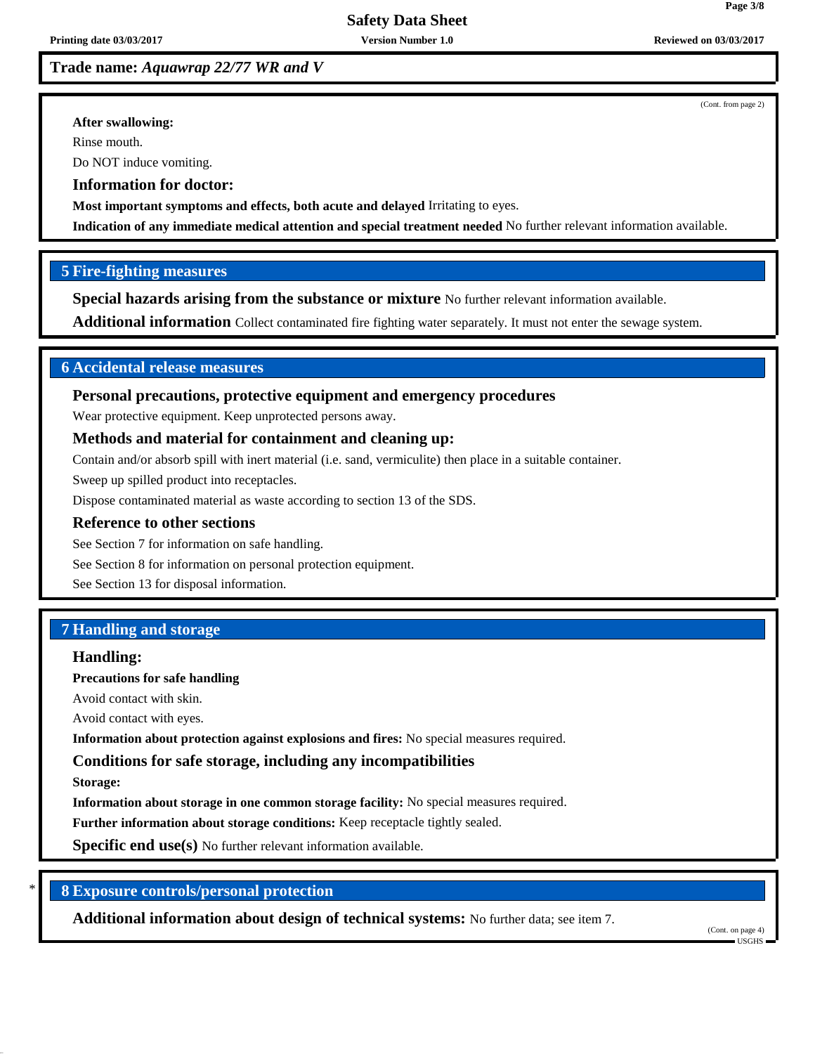**Trade name:** ***Aquawrap 22/77 WR and V***

(Cont. from page 2)

**After swallowing:**

Rinse mouth.

Do NOT induce vomiting.

### Information for doctor:

**Most important symptoms and effects, both acute and delayed** Irritating to eyes.

**Indication of any immediate medical attention and special treatment needed** No further relevant information available.

## 5 Fire-fighting measures

**Special hazards arising from the substance or mixture** No further relevant information available.

**Additional information** Collect contaminated fire fighting water separately. It must not enter the sewage system.

## 6 Accidental release measures

### Personal precautions, protective equipment and emergency procedures

Wear protective equipment. Keep unprotected persons away.

### Methods and material for containment and cleaning up:

Contain and/or absorb spill with inert material (i.e. sand, vermiculite) then place in a suitable container.

Sweep up spilled product into receptacles.

Dispose contaminated material as waste according to section 13 of the SDS.

### Reference to other sections

See Section 7 for information on safe handling.

See Section 8 for information on personal protection equipment.

See Section 13 for disposal information.

## 7 Handling and storage

### Handling:

**Precautions for safe handling**

Avoid contact with skin.

Avoid contact with eyes.

**Information about protection against explosions and fires:** No special measures required.

### Conditions for safe storage, including any incompatibilities

**Storage:**

**Information about storage in one common storage facility:** No special measures required.

**Further information about storage conditions:** Keep receptacle tightly sealed.

**Specific end use(s)** No further relevant information available.

## * 8 Exposure controls/personal protection

**Additional information about design of technical systems:** No further data; see item 7.

(Cont. on page 4)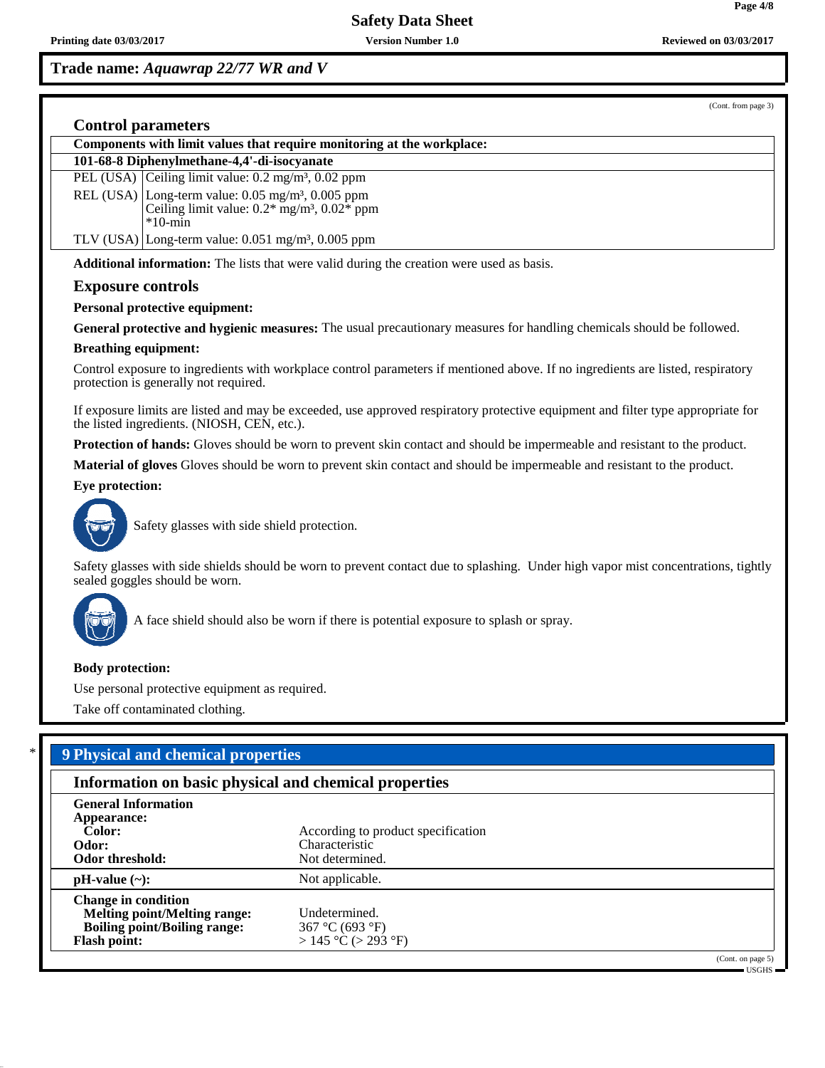Trade name: *Aquawrap 22/77 WR and V*

(Cont. from page 3)

### Control parameters

**Components with limit values that require monitoring at the workplace:**

| **101-68-8 Diphenylmethane-4,4'-di-isocyanate** | |
|---|---|
| PEL (USA) | Ceiling limit value: 0.2 mg/m³, 0.02 ppm |
| REL (USA) | Long-term value: 0.05 mg/m³, 0.005 ppm<br>Ceiling limit value: 0.2* mg/m³, 0.02* ppm<br>*10-min |
| TLV (USA) | Long-term value: 0.051 mg/m³, 0.005 ppm |

**Additional information:** The lists that were valid during the creation were used as basis.

### Exposure controls

**Personal protective equipment:**

**General protective and hygienic measures:** The usual precautionary measures for handling chemicals should be followed.

**Breathing equipment:**

Control exposure to ingredients with workplace control parameters if mentioned above. If no ingredients are listed, respiratory protection is generally not required.

If exposure limits are listed and may be exceeded, use approved respiratory protective equipment and filter type appropriate for the listed ingredients. (NIOSH, CEN, etc.).

**Protection of hands:** Gloves should be worn to prevent skin contact and should be impermeable and resistant to the product.

**Material of gloves** Gloves should be worn to prevent skin contact and should be impermeable and resistant to the product.

**Eye protection:**

Safety glasses with side shield protection.

Safety glasses with side shields should be worn to prevent contact due to splashing. Under high vapor mist concentrations, tightly sealed goggles should be worn.

A face shield should also be worn if there is potential exposure to splash or spray.

**Body protection:**

Use personal protective equipment as required.

Take off contaminated clothing.

## * 9 Physical and chemical properties

### Information on basic physical and chemical properties

| | |
|---|---|
| **General Information** | |
| **Appearance:** | |
| **Color:** | According to product specification |
| **Odor:** | Characteristic |
| **Odor threshold:** | Not determined. |
| **pH-value (~):** | Not applicable. |
| **Change in condition** | |
| **Melting point/Melting range:** | Undetermined. |
| **Boiling point/Boiling range:** | 367 °C (693 °F) |
| **Flash point:** | > 145 °C (> 293 °F) |

(Cont. on page 5)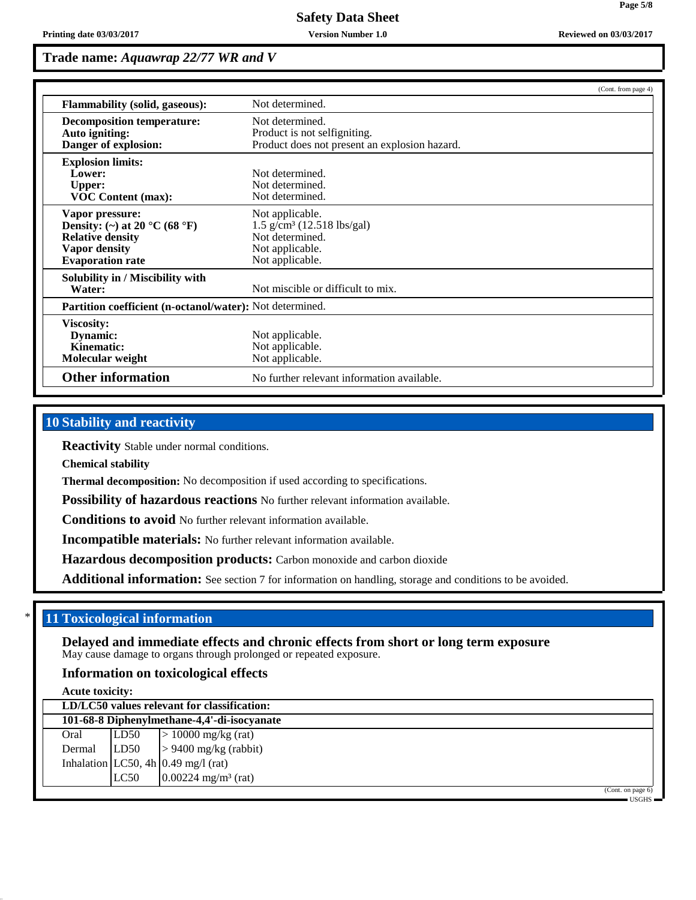**Trade name: *Aquawrap 22/77 WR and V***

(Cont. from page 4)

| | |
|---|---|
| **Flammability (solid, gaseous):** | Not determined. |
| **Decomposition temperature:** | Not determined. |
| **Auto igniting:** | Product is not selfigniting. |
| **Danger of explosion:** | Product does not present an explosion hazard. |
| **Explosion limits:** | |
| **Lower:** | Not determined. |
| **Upper:** | Not determined. |
| **VOC Content (max):** | Not determined. |
| **Vapor pressure:** | Not applicable. |
| **Density: (~) at 20 °C (68 °F)** | 1.5 g/cm³ (12.518 lbs/gal) |
| **Relative density** | Not determined. |
| **Vapor density** | Not applicable. |
| **Evaporation rate** | Not applicable. |
| **Solubility in / Miscibility with** | |
| **Water:** | Not miscible or difficult to mix. |
| **Partition coefficient (n-octanol/water):** | Not determined. |
| **Viscosity:** | |
| **Dynamic:** | Not applicable. |
| **Kinematic:** | Not applicable. |
| **Molecular weight** | Not applicable. |
| **Other information** | No further relevant information available. |

## 10 Stability and reactivity

**Reactivity** Stable under normal conditions.

**Chemical stability**

**Thermal decomposition:** No decomposition if used according to specifications.

**Possibility of hazardous reactions** No further relevant information available.

**Conditions to avoid** No further relevant information available.

**Incompatible materials:** No further relevant information available.

**Hazardous decomposition products:** Carbon monoxide and carbon dioxide

**Additional information:** See section 7 for information on handling, storage and conditions to be avoided.

## * 11 Toxicological information

### Delayed and immediate effects and chronic effects from short or long term exposure

May cause damage to organs through prolonged or repeated exposure.

### Information on toxicological effects

**Acute toxicity:**

| **LD/LC50 values relevant for classification:** | | |
|---|---|---|
| **101-68-8 Diphenylmethane-4,4'-di-isocyanate** | | |
| Oral | LD50 | > 10000 mg/kg (rat) |
| Dermal | LD50 | > 9400 mg/kg (rabbit) |
| Inhalation | LC50, 4h | 0.49 mg/l (rat) |
| | LC50 | 0.00224 mg/m³ (rat) |

(Cont. on page 6)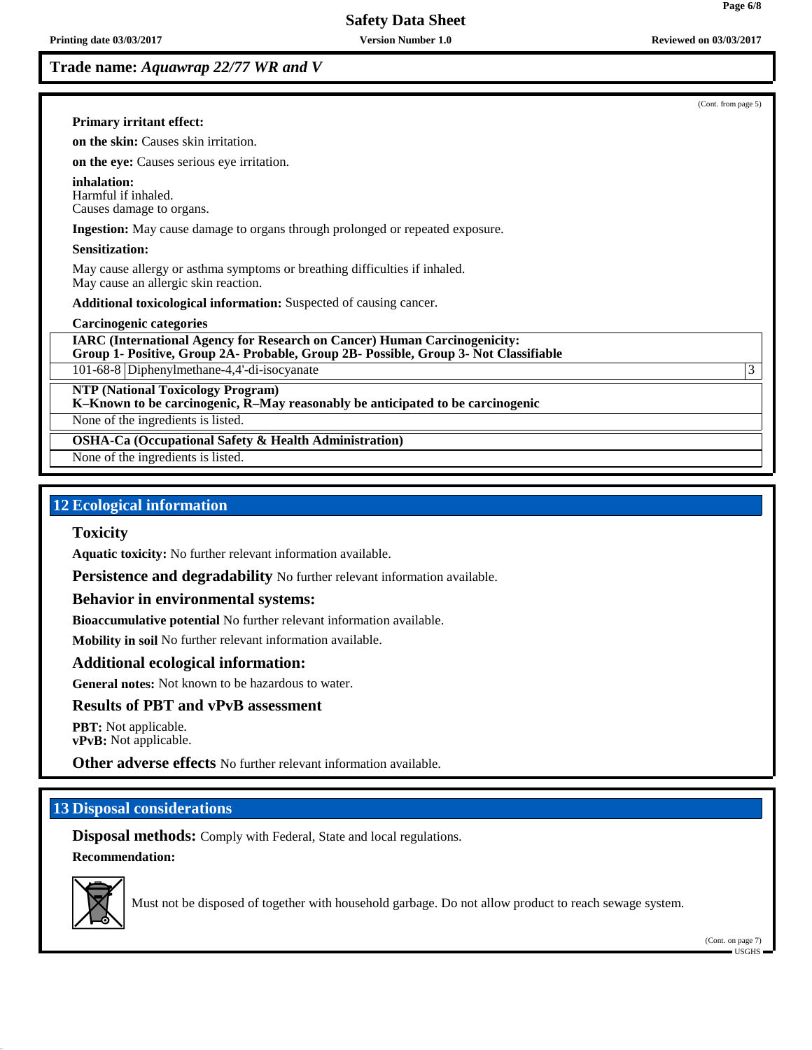## Trade name: *Aquawrap 22/77 WR and V*

(Cont. from page 5)

**Primary irritant effect:**

**on the skin:** Causes skin irritation.

**on the eye:** Causes serious eye irritation.

**inhalation:**
Harmful if inhaled.
Causes damage to organs.

**Ingestion:** May cause damage to organs through prolonged or repeated exposure.

**Sensitization:**

May cause allergy or asthma symptoms or breathing difficulties if inhaled.
May cause an allergic skin reaction.

**Additional toxicological information:** Suspected of causing cancer.

**Carcinogenic categories**

| **IARC (International Agency for Research on Cancer) Human Carcinogenicity: Group 1- Positive, Group 2A- Probable, Group 2B- Possible, Group 3- Not Classifiable** | | |
|---|---|---|
| 101-68-8 | Diphenylmethane-4,4'-di-isocyanate | 3 |

| **NTP (National Toxicology Program) K–Known to be carcinogenic, R–May reasonably be anticipated to be carcinogenic** |
|---|
| None of the ingredients is listed. |

| **OSHA-Ca (Occupational Safety & Health Administration)** |
|---|
| None of the ingredients is listed. |

## 12 Ecological information

### Toxicity

**Aquatic toxicity:** No further relevant information available.

**Persistence and degradability** No further relevant information available.

### Behavior in environmental systems:

**Bioaccumulative potential** No further relevant information available.

**Mobility in soil** No further relevant information available.

### Additional ecological information:

**General notes:** Not known to be hazardous to water.

### Results of PBT and vPvB assessment

**PBT:** Not applicable.
**vPvB:** Not applicable.

**Other adverse effects** No further relevant information available.

## 13 Disposal considerations

**Disposal methods:** Comply with Federal, State and local regulations.

**Recommendation:**

Must not be disposed of together with household garbage. Do not allow product to reach sewage system.

(Cont. on page 7)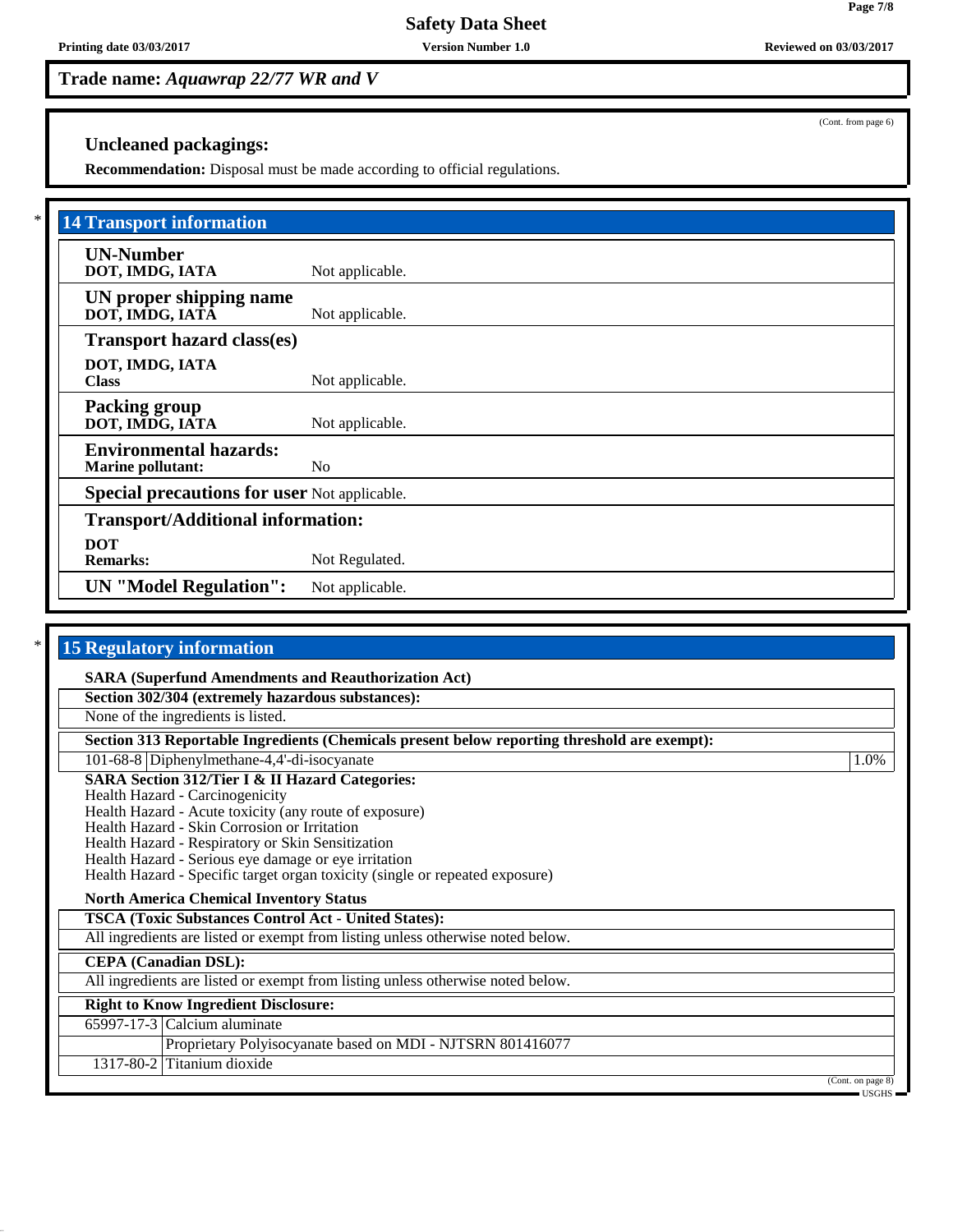**Trade name:** ***Aquawrap 22/77 WR and V***

(Cont. from page 6)

### Uncleaned packagings:

**Recommendation:** Disposal must be made according to official regulations.

## 14 Transport information

| | |
|---|---|
| **UN-Number**<br>**DOT, IMDG, IATA** | Not applicable. |
| **UN proper shipping name**<br>**DOT, IMDG, IATA** | Not applicable. |
| **Transport hazard class(es)**<br>**DOT, IMDG, IATA**<br>**Class** | Not applicable. |
| **Packing group**<br>**DOT, IMDG, IATA** | Not applicable. |
| **Environmental hazards:**<br>**Marine pollutant:** | No |
| **Special precautions for user** | Not applicable. |
| **Transport/Additional information:**<br>**DOT**<br>**Remarks:** | Not Regulated. |
| **UN "Model Regulation":** | Not applicable. |

## 15 Regulatory information

**SARA (Superfund Amendments and Reauthorization Act)**

**Section 302/304 (extremely hazardous substances):**

None of the ingredients is listed.

**Section 313 Reportable Ingredients (Chemicals present below reporting threshold are exempt):**

| | | |
|---|---|---|
| 101-68-8 | Diphenylmethane-4,4'-di-isocyanate | 1.0% |

**SARA Section 312/Tier I & II Hazard Categories:**

Health Hazard - Carcinogenicity
Health Hazard - Acute toxicity (any route of exposure)
Health Hazard - Skin Corrosion or Irritation
Health Hazard - Respiratory or Skin Sensitization
Health Hazard - Serious eye damage or eye irritation
Health Hazard - Specific target organ toxicity (single or repeated exposure)

**North America Chemical Inventory Status**

**TSCA (Toxic Substances Control Act - United States):**

All ingredients are listed or exempt from listing unless otherwise noted below.

**CEPA (Canadian DSL):**

All ingredients are listed or exempt from listing unless otherwise noted below.

**Right to Know Ingredient Disclosure:**

| | |
|---|---|
| 65997-17-3 | Calcium aluminate |
| | Proprietary Polyisocyanate based on MDI - NJTSRN 801416077 |
| 1317-80-2 | Titanium dioxide |

(Cont. on page 8)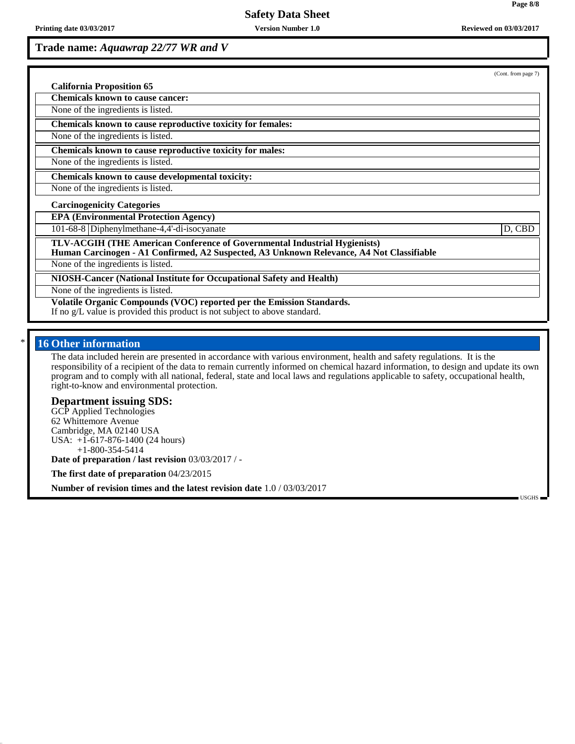**Trade name:** ***Aquawrap 22/77 WR and V***

(Cont. from page 7)

**California Proposition 65**

**Chemicals known to cause cancer:**

None of the ingredients is listed.

**Chemicals known to cause reproductive toxicity for females:**

None of the ingredients is listed.

**Chemicals known to cause reproductive toxicity for males:**

None of the ingredients is listed.

**Chemicals known to cause developmental toxicity:**

None of the ingredients is listed.

**Carcinogenicity Categories**

**EPA (Environmental Protection Agency)**

| | | |
|---|---|---|
| 101-68-8 | Diphenylmethane-4,4'-di-isocyanate | D, CBD |

**TLV-ACGIH (THE American Conference of Governmental Industrial Hygienists)**
**Human Carcinogen - A1 Confirmed, A2 Suspected, A3 Unknown Relevance, A4 Not Classifiable**

None of the ingredients is listed.

**NIOSH-Cancer (National Institute for Occupational Safety and Health)**

None of the ingredients is listed.

**Volatile Organic Compounds (VOC) reported per the Emission Standards.**
If no g/L value is provided this product is not subject to above standard.

## * 16 Other information

The data included herein are presented in accordance with various environment, health and safety regulations. It is the responsibility of a recipient of the data to remain currently informed on chemical hazard information, to design and update its own program and to comply with all national, federal, state and local laws and regulations applicable to safety, occupational health, right-to-know and environmental protection.

### Department issuing SDS:

GCP Applied Technologies
62 Whittemore Avenue
Cambridge, MA 02140 USA
USA: +1-617-876-1400 (24 hours)
+1-800-354-5414

**Date of preparation / last revision** 03/03/2017 / -

**The first date of preparation** 04/23/2015

**Number of revision times and the latest revision date** 1.0 / 03/03/2017